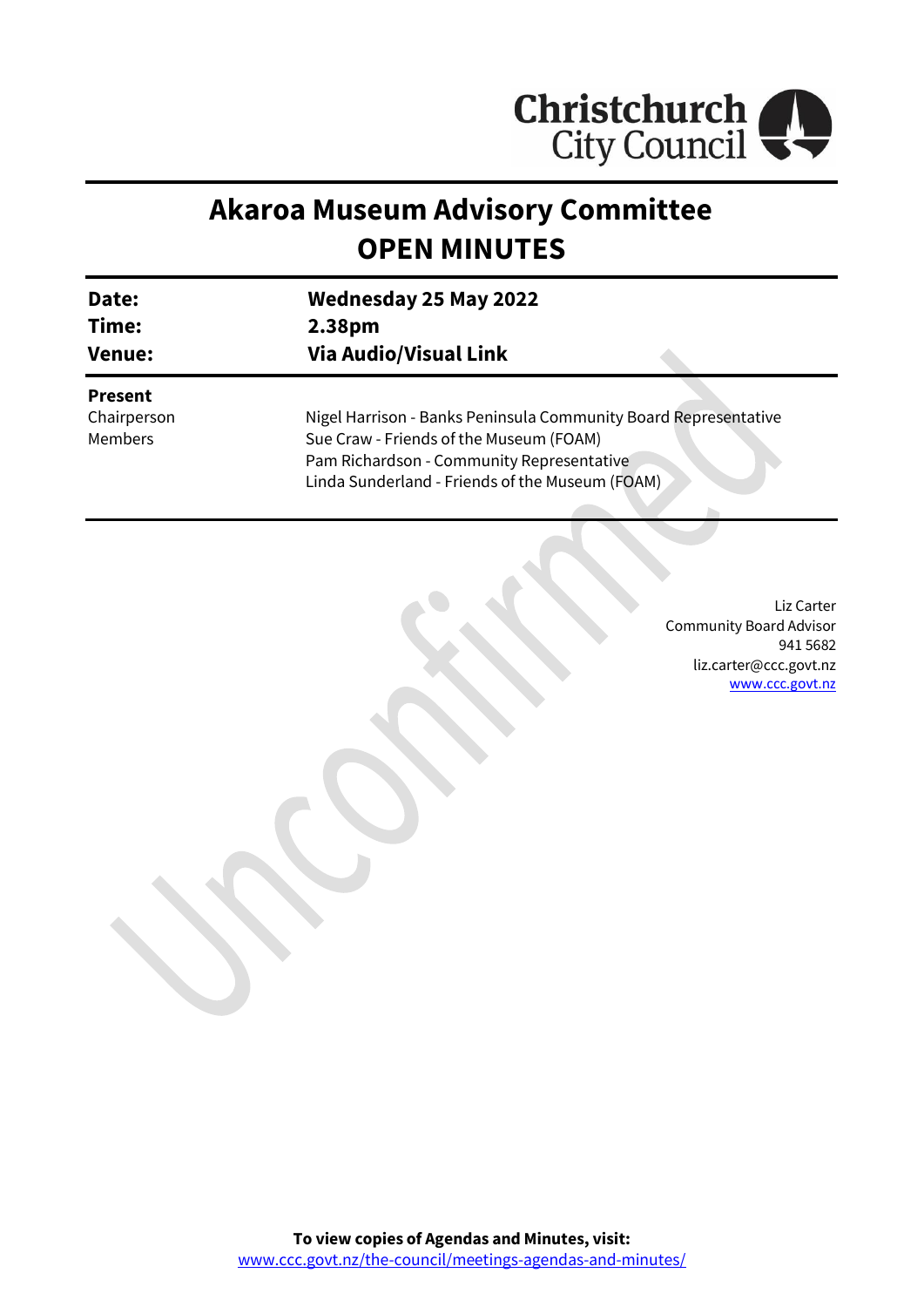Christchurch City Council

# Akaroa Museum Advisory Committee
# OPEN MINUTES

| | |
|---|---|
| **Date:** | **Wednesday 25 May 2022** |
| **Time:** | **2.38pm** |
| **Venue:** | **Via Audio/Visual Link** |

**Present**

| | |
|---|---|
| Chairperson | Nigel Harrison - Banks Peninsula Community Board Representative |
| Members | Sue Craw - Friends of the Museum (FOAM) |
| | Pam Richardson - Community Representative |
| | Linda Sunderland - Friends of the Museum (FOAM) |

Liz Carter
Community Board Advisor
941 5682
liz.carter@ccc.govt.nz
www.ccc.govt.nz

**To view copies of Agendas and Minutes, visit:**
www.ccc.govt.nz/the-council/meetings-agendas-and-minutes/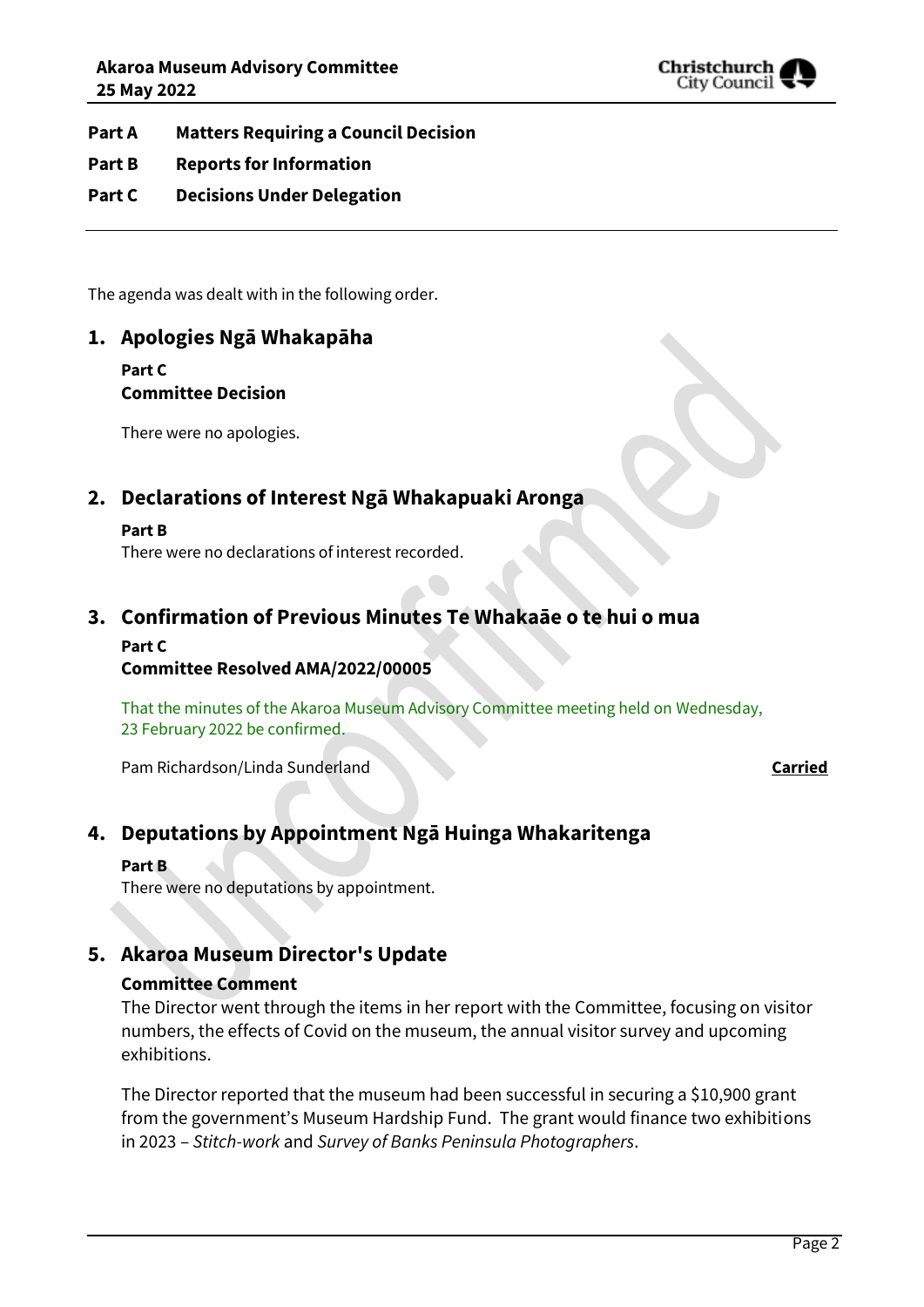**Part A Matters Requiring a Council Decision**

**Part B Reports for Information**

**Part C Decisions Under Delegation**

The agenda was dealt with in the following order.

## 1. Apologies Ngā Whakapāha

**Part C**
**Committee Decision**

There were no apologies.

## 2. Declarations of Interest Ngā Whakapuaki Aronga

**Part B**
There were no declarations of interest recorded.

## 3. Confirmation of Previous Minutes Te Whakaāe o te hui o mua

**Part C**
**Committee Resolved AMA/2022/00005**

That the minutes of the Akaroa Museum Advisory Committee meeting held on Wednesday, 23 February 2022 be confirmed.

Pam Richardson/Linda Sunderland **Carried**

## 4. Deputations by Appointment Ngā Huinga Whakaritenga

**Part B**
There were no deputations by appointment.

## 5. Akaroa Museum Director's Update

**Committee Comment**
The Director went through the items in her report with the Committee, focusing on visitor numbers, the effects of Covid on the museum, the annual visitor survey and upcoming exhibitions.

The Director reported that the museum had been successful in securing a $10,900 grant from the government's Museum Hardship Fund. The grant would finance two exhibitions in 2023 – *Stitch-work* and *Survey of Banks Peninsula Photographers*.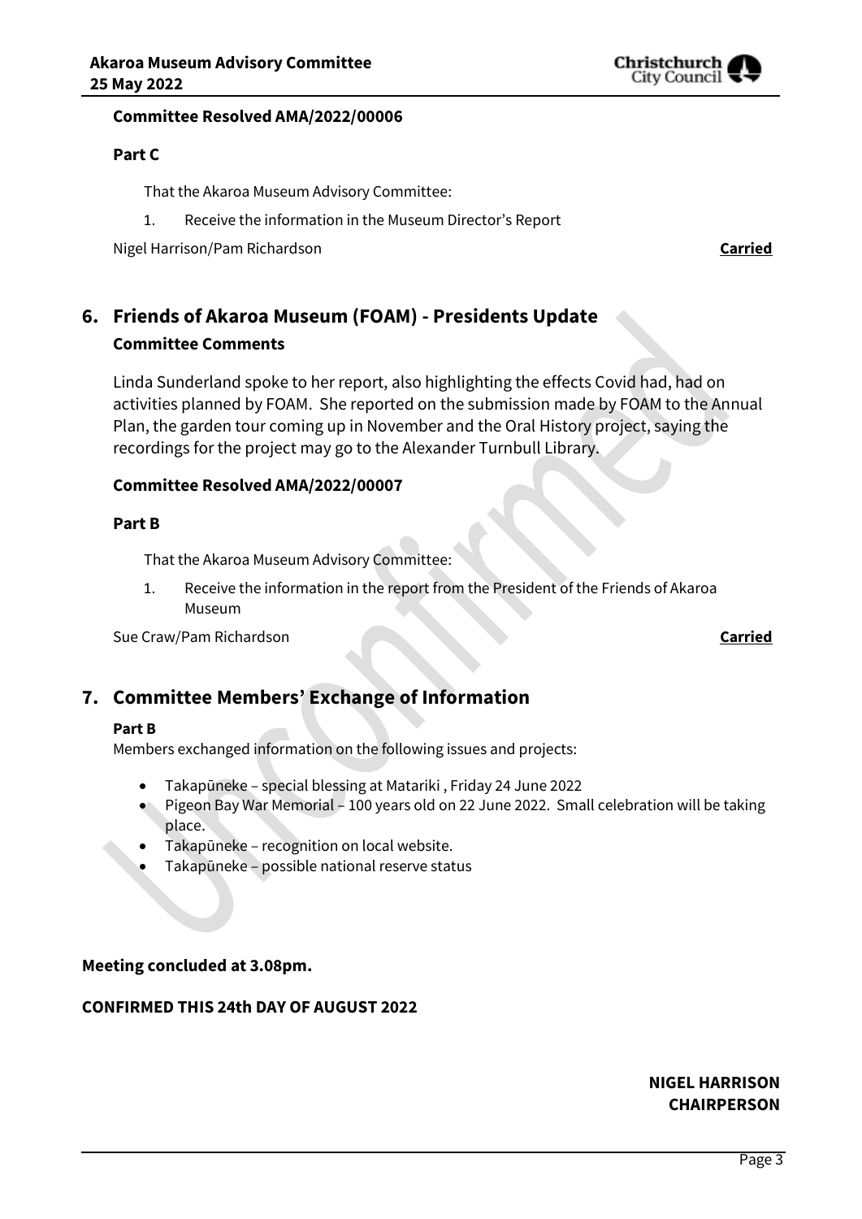**Committee Resolved AMA/2022/00006**

**Part C**

That the Akaroa Museum Advisory Committee:

1. Receive the information in the Museum Director's Report

Nigel Harrison/Pam Richardson **Carried**

## 6. Friends of Akaroa Museum (FOAM) - Presidents Update

### Committee Comments

Linda Sunderland spoke to her report, also highlighting the effects Covid had, had on activities planned by FOAM. She reported on the submission made by FOAM to the Annual Plan, the garden tour coming up in November and the Oral History project, saying the recordings for the project may go to the Alexander Turnbull Library.

**Committee Resolved AMA/2022/00007**

**Part B**

That the Akaroa Museum Advisory Committee:

1. Receive the information in the report from the President of the Friends of Akaroa Museum

Sue Craw/Pam Richardson **Carried**

## 7. Committee Members' Exchange of Information

**Part B**

Members exchanged information on the following issues and projects:

- Takapūneke – special blessing at Matariki , Friday 24 June 2022
- Pigeon Bay War Memorial – 100 years old on 22 June 2022. Small celebration will be taking place.
- Takapūneke – recognition on local website.
- Takapūneke – possible national reserve status

**Meeting concluded at 3.08pm.**

**CONFIRMED THIS 24th DAY OF AUGUST 2022**

**NIGEL HARRISON**
**CHAIRPERSON**